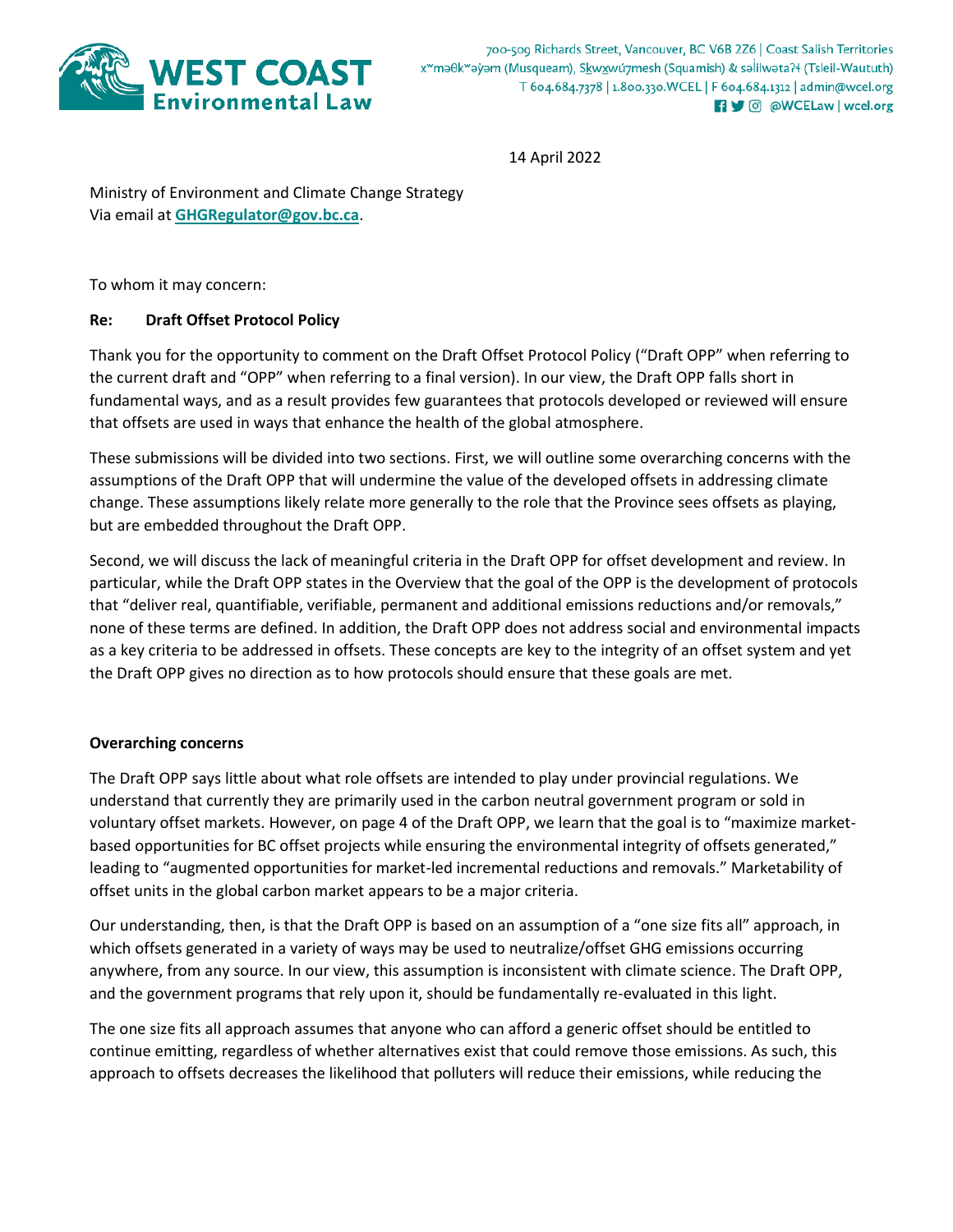**WEST COAST Environmental Law**

700-509 Richards Street, Vancouver, BC V6B 2Z6 | Coast Salish Territories
xʷməθkʷəy̓əm (Musqueam), Sḵwx̱wú7mesh (Squamish) & səl̓ílwətaʔɬ (Tsleil-Waututh)
T 604.684.7378 | 1.800.330.WCEL | F 604.684.1312 | admin@wcel.org
@WCELaw | wcel.org

14 April 2022

Ministry of Environment and Climate Change Strategy
Via email at **GHGRegulator@gov.bc.ca**.

To whom it may concern:

**Re: Draft Offset Protocol Policy**

Thank you for the opportunity to comment on the Draft Offset Protocol Policy ("Draft OPP" when referring to the current draft and "OPP" when referring to a final version). In our view, the Draft OPP falls short in fundamental ways, and as a result provides few guarantees that protocols developed or reviewed will ensure that offsets are used in ways that enhance the health of the global atmosphere.

These submissions will be divided into two sections. First, we will outline some overarching concerns with the assumptions of the Draft OPP that will undermine the value of the developed offsets in addressing climate change. These assumptions likely relate more generally to the role that the Province sees offsets as playing, but are embedded throughout the Draft OPP.

Second, we will discuss the lack of meaningful criteria in the Draft OPP for offset development and review. In particular, while the Draft OPP states in the Overview that the goal of the OPP is the development of protocols that "deliver real, quantifiable, verifiable, permanent and additional emissions reductions and/or removals," none of these terms are defined. In addition, the Draft OPP does not address social and environmental impacts as a key criteria to be addressed in offsets. These concepts are key to the integrity of an offset system and yet the Draft OPP gives no direction as to how protocols should ensure that these goals are met.

**Overarching concerns**

The Draft OPP says little about what role offsets are intended to play under provincial regulations. We understand that currently they are primarily used in the carbon neutral government program or sold in voluntary offset markets. However, on page 4 of the Draft OPP, we learn that the goal is to "maximize market-based opportunities for BC offset projects while ensuring the environmental integrity of offsets generated," leading to "augmented opportunities for market-led incremental reductions and removals." Marketability of offset units in the global carbon market appears to be a major criteria.

Our understanding, then, is that the Draft OPP is based on an assumption of a "one size fits all" approach, in which offsets generated in a variety of ways may be used to neutralize/offset GHG emissions occurring anywhere, from any source. In our view, this assumption is inconsistent with climate science. The Draft OPP, and the government programs that rely upon it, should be fundamentally re-evaluated in this light.

The one size fits all approach assumes that anyone who can afford a generic offset should be entitled to continue emitting, regardless of whether alternatives exist that could remove those emissions. As such, this approach to offsets decreases the likelihood that polluters will reduce their emissions, while reducing the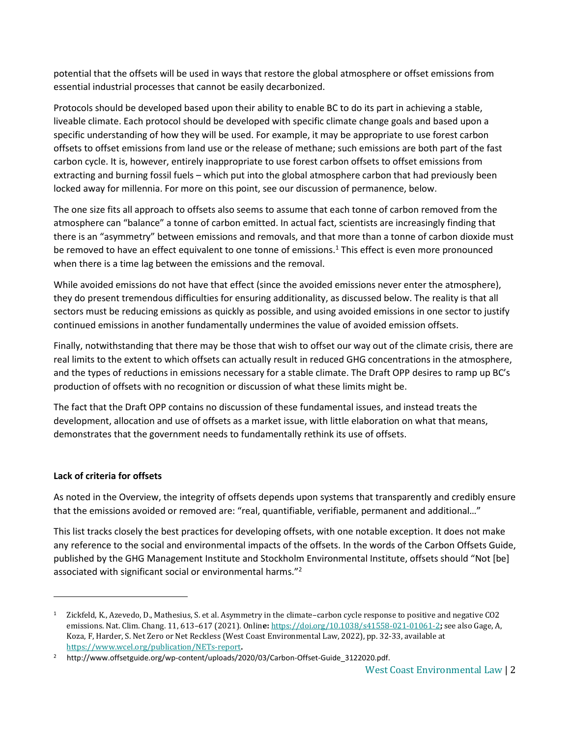potential that the offsets will be used in ways that restore the global atmosphere or offset emissions from essential industrial processes that cannot be easily decarbonized.

Protocols should be developed based upon their ability to enable BC to do its part in achieving a stable, liveable climate. Each protocol should be developed with specific climate change goals and based upon a specific understanding of how they will be used. For example, it may be appropriate to use forest carbon offsets to offset emissions from land use or the release of methane; such emissions are both part of the fast carbon cycle. It is, however, entirely inappropriate to use forest carbon offsets to offset emissions from extracting and burning fossil fuels – which put into the global atmosphere carbon that had previously been locked away for millennia. For more on this point, see our discussion of permanence, below.

The one size fits all approach to offsets also seems to assume that each tonne of carbon removed from the atmosphere can "balance" a tonne of carbon emitted. In actual fact, scientists are increasingly finding that there is an "asymmetry" between emissions and removals, and that more than a tonne of carbon dioxide must be removed to have an effect equivalent to one tonne of emissions.[1] This effect is even more pronounced when there is a time lag between the emissions and the removal.

While avoided emissions do not have that effect (since the avoided emissions never enter the atmosphere), they do present tremendous difficulties for ensuring additionality, as discussed below. The reality is that all sectors must be reducing emissions as quickly as possible, and using avoided emissions in one sector to justify continued emissions in another fundamentally undermines the value of avoided emission offsets.

Finally, notwithstanding that there may be those that wish to offset our way out of the climate crisis, there are real limits to the extent to which offsets can actually result in reduced GHG concentrations in the atmosphere, and the types of reductions in emissions necessary for a stable climate. The Draft OPP desires to ramp up BC's production of offsets with no recognition or discussion of what these limits might be.

The fact that the Draft OPP contains no discussion of these fundamental issues, and instead treats the development, allocation and use of offsets as a market issue, with little elaboration on what that means, demonstrates that the government needs to fundamentally rethink its use of offsets.

**Lack of criteria for offsets**

As noted in the Overview, the integrity of offsets depends upon systems that transparently and credibly ensure that the emissions avoided or removed are: "real, quantifiable, verifiable, permanent and additional…"

This list tracks closely the best practices for developing offsets, with one notable exception. It does not make any reference to the social and environmental impacts of the offsets. In the words of the Carbon Offsets Guide, published by the GHG Management Institute and Stockholm Environmental Institute, offsets should "Not [be] associated with significant social or environmental harms."[2]

---

[1] Zickfeld, K., Azevedo, D., Mathesius, S. et al. Asymmetry in the climate–carbon cycle response to positive and negative CO2 emissions. Nat. Clim. Chang. 11, 613–617 (2021). Online: https://doi.org/10.1038/s41558-021-01061-2; see also Gage, A, Koza, F, Harder, S. Net Zero or Net Reckless (West Coast Environmental Law, 2022), pp. 32-33, available at https://www.wcel.org/publication/NETs-report.

[2] http://www.offsetguide.org/wp-content/uploads/2020/03/Carbon-Offset-Guide_3122020.pdf.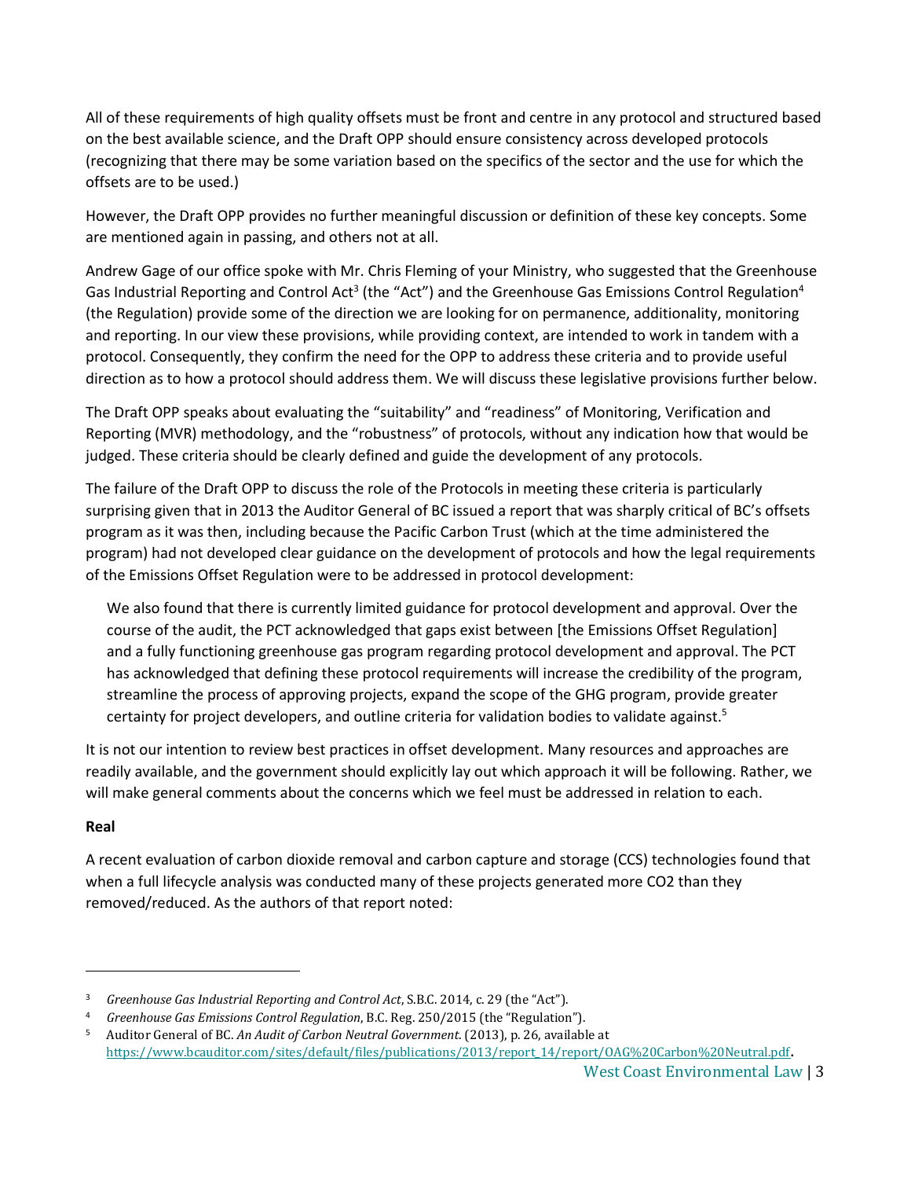All of these requirements of high quality offsets must be front and centre in any protocol and structured based on the best available science, and the Draft OPP should ensure consistency across developed protocols (recognizing that there may be some variation based on the specifics of the sector and the use for which the offsets are to be used.)

However, the Draft OPP provides no further meaningful discussion or definition of these key concepts. Some are mentioned again in passing, and others not at all.

Andrew Gage of our office spoke with Mr. Chris Fleming of your Ministry, who suggested that the Greenhouse Gas Industrial Reporting and Control Act[3] (the "Act") and the Greenhouse Gas Emissions Control Regulation[4] (the Regulation) provide some of the direction we are looking for on permanence, additionality, monitoring and reporting. In our view these provisions, while providing context, are intended to work in tandem with a protocol. Consequently, they confirm the need for the OPP to address these criteria and to provide useful direction as to how a protocol should address them. We will discuss these legislative provisions further below.

The Draft OPP speaks about evaluating the "suitability" and "readiness" of Monitoring, Verification and Reporting (MVR) methodology, and the "robustness" of protocols, without any indication how that would be judged. These criteria should be clearly defined and guide the development of any protocols.

The failure of the Draft OPP to discuss the role of the Protocols in meeting these criteria is particularly surprising given that in 2013 the Auditor General of BC issued a report that was sharply critical of BC's offsets program as it was then, including because the Pacific Carbon Trust (which at the time administered the program) had not developed clear guidance on the development of protocols and how the legal requirements of the Emissions Offset Regulation were to be addressed in protocol development:

> We also found that there is currently limited guidance for protocol development and approval. Over the course of the audit, the PCT acknowledged that gaps exist between [the Emissions Offset Regulation] and a fully functioning greenhouse gas program regarding protocol development and approval. The PCT has acknowledged that defining these protocol requirements will increase the credibility of the program, streamline the process of approving projects, expand the scope of the GHG program, provide greater certainty for project developers, and outline criteria for validation bodies to validate against.[5]

It is not our intention to review best practices in offset development. Many resources and approaches are readily available, and the government should explicitly lay out which approach it will be following. Rather, we will make general comments about the concerns which we feel must be addressed in relation to each.

**Real**

A recent evaluation of carbon dioxide removal and carbon capture and storage (CCS) technologies found that when a full lifecycle analysis was conducted many of these projects generated more $CO_2$ than they removed/reduced. As the authors of that report noted:

---

[3] *Greenhouse Gas Industrial Reporting and Control Act*, S.B.C. 2014, c. 29 (the "Act").

[4] *Greenhouse Gas Emissions Control Regulation*, B.C. Reg. 250/2015 (the "Regulation").

[5] Auditor General of BC. *An Audit of Carbon Neutral Government*. (2013), p. 26, available at https://www.bcauditor.com/sites/default/files/publications/2013/report_14/report/OAG%20Carbon%20Neutral.pdf.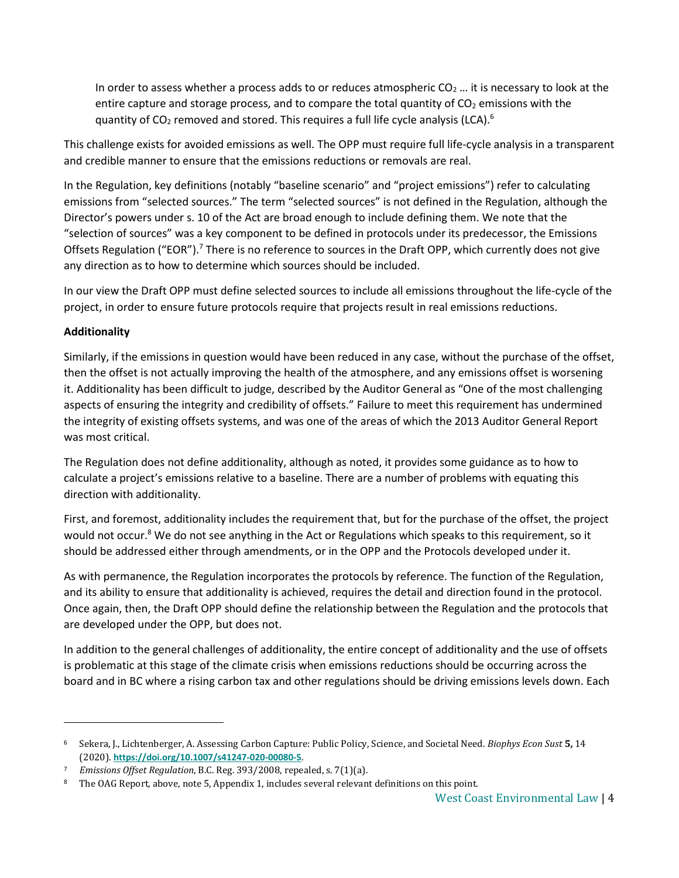> In order to assess whether a process adds to or reduces atmospheric $CO_2$ … it is necessary to look at the entire capture and storage process, and to compare the total quantity of $CO_2$ emissions with the quantity of $CO_2$ removed and stored. This requires a full life cycle analysis (LCA).[6]

This challenge exists for avoided emissions as well. The OPP must require full life-cycle analysis in a transparent and credible manner to ensure that the emissions reductions or removals are real.

In the Regulation, key definitions (notably "baseline scenario" and "project emissions") refer to calculating emissions from "selected sources." The term "selected sources" is not defined in the Regulation, although the Director's powers under s. 10 of the Act are broad enough to include defining them. We note that the "selection of sources" was a key component to be defined in protocols under its predecessor, the Emissions Offsets Regulation ("EOR").[7] There is no reference to sources in the Draft OPP, which currently does not give any direction as to how to determine which sources should be included.

In our view the Draft OPP must define selected sources to include all emissions throughout the life-cycle of the project, in order to ensure future protocols require that projects result in real emissions reductions.

**Additionality**

Similarly, if the emissions in question would have been reduced in any case, without the purchase of the offset, then the offset is not actually improving the health of the atmosphere, and any emissions offset is worsening it. Additionality has been difficult to judge, described by the Auditor General as "One of the most challenging aspects of ensuring the integrity and credibility of offsets." Failure to meet this requirement has undermined the integrity of existing offsets systems, and was one of the areas of which the 2013 Auditor General Report was most critical.

The Regulation does not define additionality, although as noted, it provides some guidance as to how to calculate a project's emissions relative to a baseline. There are a number of problems with equating this direction with additionality.

First, and foremost, additionality includes the requirement that, but for the purchase of the offset, the project would not occur.[8] We do not see anything in the Act or Regulations which speaks to this requirement, so it should be addressed either through amendments, or in the OPP and the Protocols developed under it.

As with permanence, the Regulation incorporates the protocols by reference. The function of the Regulation, and its ability to ensure that additionality is achieved, requires the detail and direction found in the protocol. Once again, then, the Draft OPP should define the relationship between the Regulation and the protocols that are developed under the OPP, but does not.

In addition to the general challenges of additionality, the entire concept of additionality and the use of offsets is problematic at this stage of the climate crisis when emissions reductions should be occurring across the board and in BC where a rising carbon tax and other regulations should be driving emissions levels down. Each

---

[6] Sekera, J., Lichtenberger, A. Assessing Carbon Capture: Public Policy, Science, and Societal Need. *Biophys Econ Sust* **5,** 14 (2020). **https://doi.org/10.1007/s41247-020-00080-5**.

[7] *Emissions Offset Regulation*, B.C. Reg. 393/2008, repealed, s. 7(1)(a).

[8] The OAG Report, above, note 5, Appendix 1, includes several relevant definitions on this point.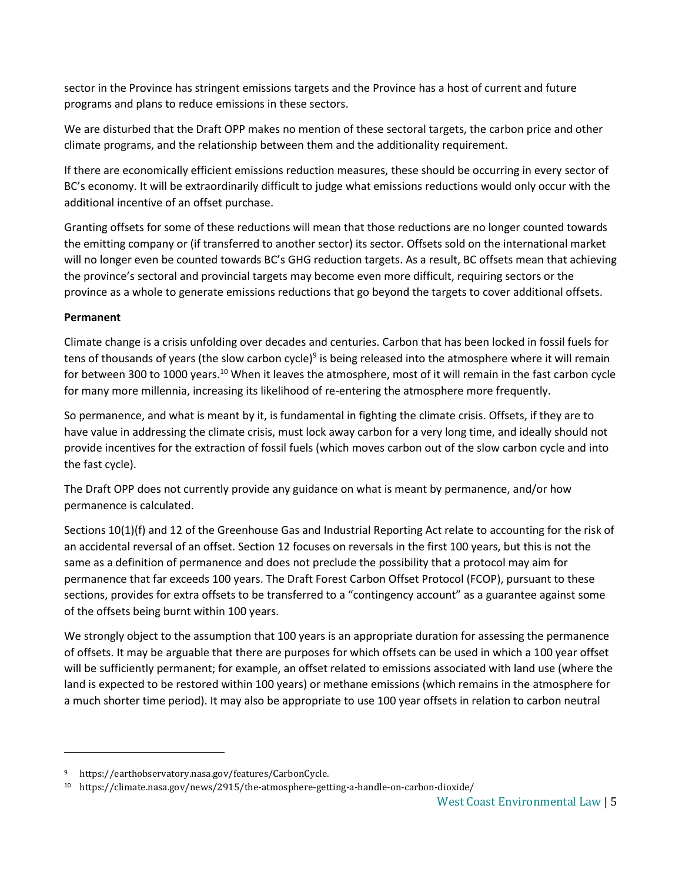sector in the Province has stringent emissions targets and the Province has a host of current and future programs and plans to reduce emissions in these sectors.

We are disturbed that the Draft OPP makes no mention of these sectoral targets, the carbon price and other climate programs, and the relationship between them and the additionality requirement.

If there are economically efficient emissions reduction measures, these should be occurring in every sector of BC's economy. It will be extraordinarily difficult to judge what emissions reductions would only occur with the additional incentive of an offset purchase.

Granting offsets for some of these reductions will mean that those reductions are no longer counted towards the emitting company or (if transferred to another sector) its sector. Offsets sold on the international market will no longer even be counted towards BC's GHG reduction targets. As a result, BC offsets mean that achieving the province's sectoral and provincial targets may become even more difficult, requiring sectors or the province as a whole to generate emissions reductions that go beyond the targets to cover additional offsets.

**Permanent**

Climate change is a crisis unfolding over decades and centuries. Carbon that has been locked in fossil fuels for tens of thousands of years (the slow carbon cycle)[9] is being released into the atmosphere where it will remain for between 300 to 1000 years.[10] When it leaves the atmosphere, most of it will remain in the fast carbon cycle for many more millennia, increasing its likelihood of re-entering the atmosphere more frequently.

So permanence, and what is meant by it, is fundamental in fighting the climate crisis. Offsets, if they are to have value in addressing the climate crisis, must lock away carbon for a very long time, and ideally should not provide incentives for the extraction of fossil fuels (which moves carbon out of the slow carbon cycle and into the fast cycle).

The Draft OPP does not currently provide any guidance on what is meant by permanence, and/or how permanence is calculated.

Sections 10(1)(f) and 12 of the Greenhouse Gas and Industrial Reporting Act relate to accounting for the risk of an accidental reversal of an offset. Section 12 focuses on reversals in the first 100 years, but this is not the same as a definition of permanence and does not preclude the possibility that a protocol may aim for permanence that far exceeds 100 years. The Draft Forest Carbon Offset Protocol (FCOP), pursuant to these sections, provides for extra offsets to be transferred to a "contingency account" as a guarantee against some of the offsets being burnt within 100 years.

We strongly object to the assumption that 100 years is an appropriate duration for assessing the permanence of offsets. It may be arguable that there are purposes for which offsets can be used in which a 100 year offset will be sufficiently permanent; for example, an offset related to emissions associated with land use (where the land is expected to be restored within 100 years) or methane emissions (which remains in the atmosphere for a much shorter time period). It may also be appropriate to use 100 year offsets in relation to carbon neutral

---

[9] https://earthobservatory.nasa.gov/features/CarbonCycle.

[10] https://climate.nasa.gov/news/2915/the-atmosphere-getting-a-handle-on-carbon-dioxide/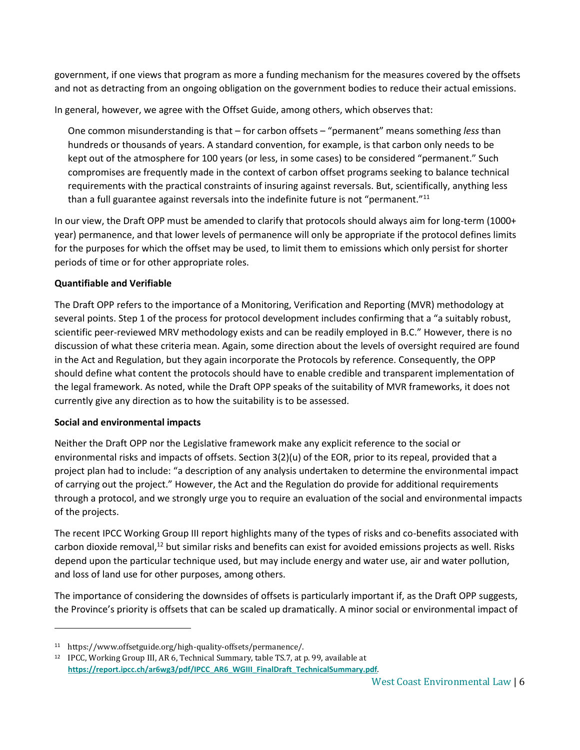government, if one views that program as more a funding mechanism for the measures covered by the offsets and not as detracting from an ongoing obligation on the government bodies to reduce their actual emissions.

In general, however, we agree with the Offset Guide, among others, which observes that:

> One common misunderstanding is that – for carbon offsets – "permanent" means something *less* than hundreds or thousands of years. A standard convention, for example, is that carbon only needs to be kept out of the atmosphere for 100 years (or less, in some cases) to be considered "permanent." Such compromises are frequently made in the context of carbon offset programs seeking to balance technical requirements with the practical constraints of insuring against reversals. But, scientifically, anything less than a full guarantee against reversals into the indefinite future is not "permanent."[11]

In our view, the Draft OPP must be amended to clarify that protocols should always aim for long-term (1000+ year) permanence, and that lower levels of permanence will only be appropriate if the protocol defines limits for the purposes for which the offset may be used, to limit them to emissions which only persist for shorter periods of time or for other appropriate roles.

**Quantifiable and Verifiable**

The Draft OPP refers to the importance of a Monitoring, Verification and Reporting (MVR) methodology at several points. Step 1 of the process for protocol development includes confirming that a "a suitably robust, scientific peer-reviewed MRV methodology exists and can be readily employed in B.C." However, there is no discussion of what these criteria mean. Again, some direction about the levels of oversight required are found in the Act and Regulation, but they again incorporate the Protocols by reference. Consequently, the OPP should define what content the protocols should have to enable credible and transparent implementation of the legal framework. As noted, while the Draft OPP speaks of the suitability of MVR frameworks, it does not currently give any direction as to how the suitability is to be assessed.

**Social and environmental impacts**

Neither the Draft OPP nor the Legislative framework make any explicit reference to the social or environmental risks and impacts of offsets. Section 3(2)(u) of the EOR, prior to its repeal, provided that a project plan had to include: "a description of any analysis undertaken to determine the environmental impact of carrying out the project." However, the Act and the Regulation do provide for additional requirements through a protocol, and we strongly urge you to require an evaluation of the social and environmental impacts of the projects.

The recent IPCC Working Group III report highlights many of the types of risks and co-benefits associated with carbon dioxide removal,[12] but similar risks and benefits can exist for avoided emissions projects as well. Risks depend upon the particular technique used, but may include energy and water use, air and water pollution, and loss of land use for other purposes, among others.

The importance of considering the downsides of offsets is particularly important if, as the Draft OPP suggests, the Province's priority is offsets that can be scaled up dramatically. A minor social or environmental impact of

---

[11] https://www.offsetguide.org/high-quality-offsets/permanence/.

[12] IPCC, Working Group III, AR 6, Technical Summary, table TS.7, at p. 99, available at **https://report.ipcc.ch/ar6wg3/pdf/IPCC_AR6_WGIII_FinalDraft_TechnicalSummary.pdf**.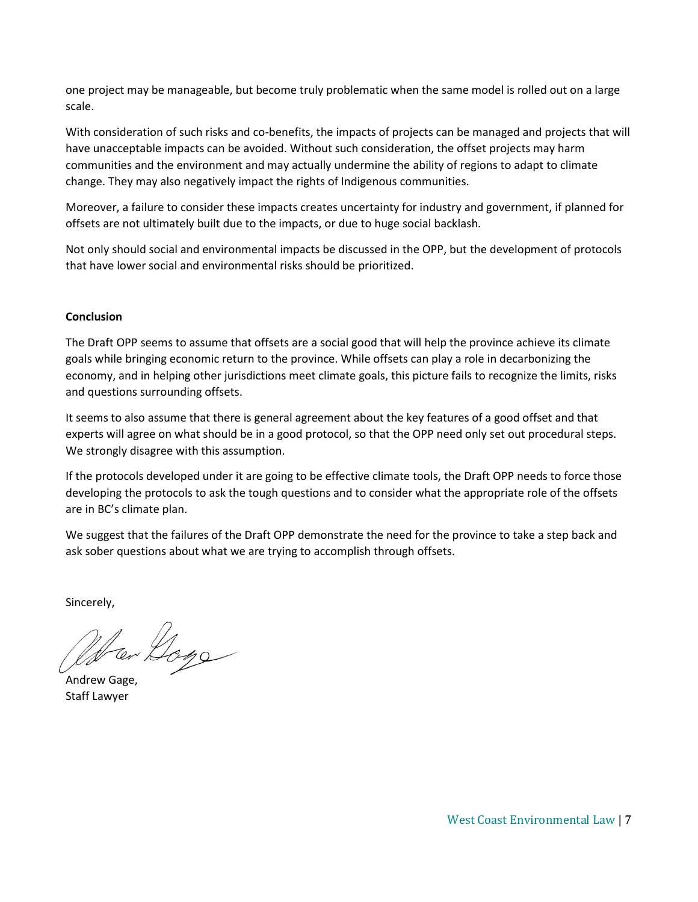one project may be manageable, but become truly problematic when the same model is rolled out on a large scale.

With consideration of such risks and co-benefits, the impacts of projects can be managed and projects that will have unacceptable impacts can be avoided. Without such consideration, the offset projects may harm communities and the environment and may actually undermine the ability of regions to adapt to climate change. They may also negatively impact the rights of Indigenous communities.

Moreover, a failure to consider these impacts creates uncertainty for industry and government, if planned for offsets are not ultimately built due to the impacts, or due to huge social backlash.

Not only should social and environmental impacts be discussed in the OPP, but the development of protocols that have lower social and environmental risks should be prioritized.

**Conclusion**

The Draft OPP seems to assume that offsets are a social good that will help the province achieve its climate goals while bringing economic return to the province. While offsets can play a role in decarbonizing the economy, and in helping other jurisdictions meet climate goals, this picture fails to recognize the limits, risks and questions surrounding offsets.

It seems to also assume that there is general agreement about the key features of a good offset and that experts will agree on what should be in a good protocol, so that the OPP need only set out procedural steps. We strongly disagree with this assumption.

If the protocols developed under it are going to be effective climate tools, the Draft OPP needs to force those developing the protocols to ask the tough questions and to consider what the appropriate role of the offsets are in BC's climate plan.

We suggest that the failures of the Draft OPP demonstrate the need for the province to take a step back and ask sober questions about what we are trying to accomplish through offsets.

Sincerely,

Andrew Gage,
Staff Lawyer